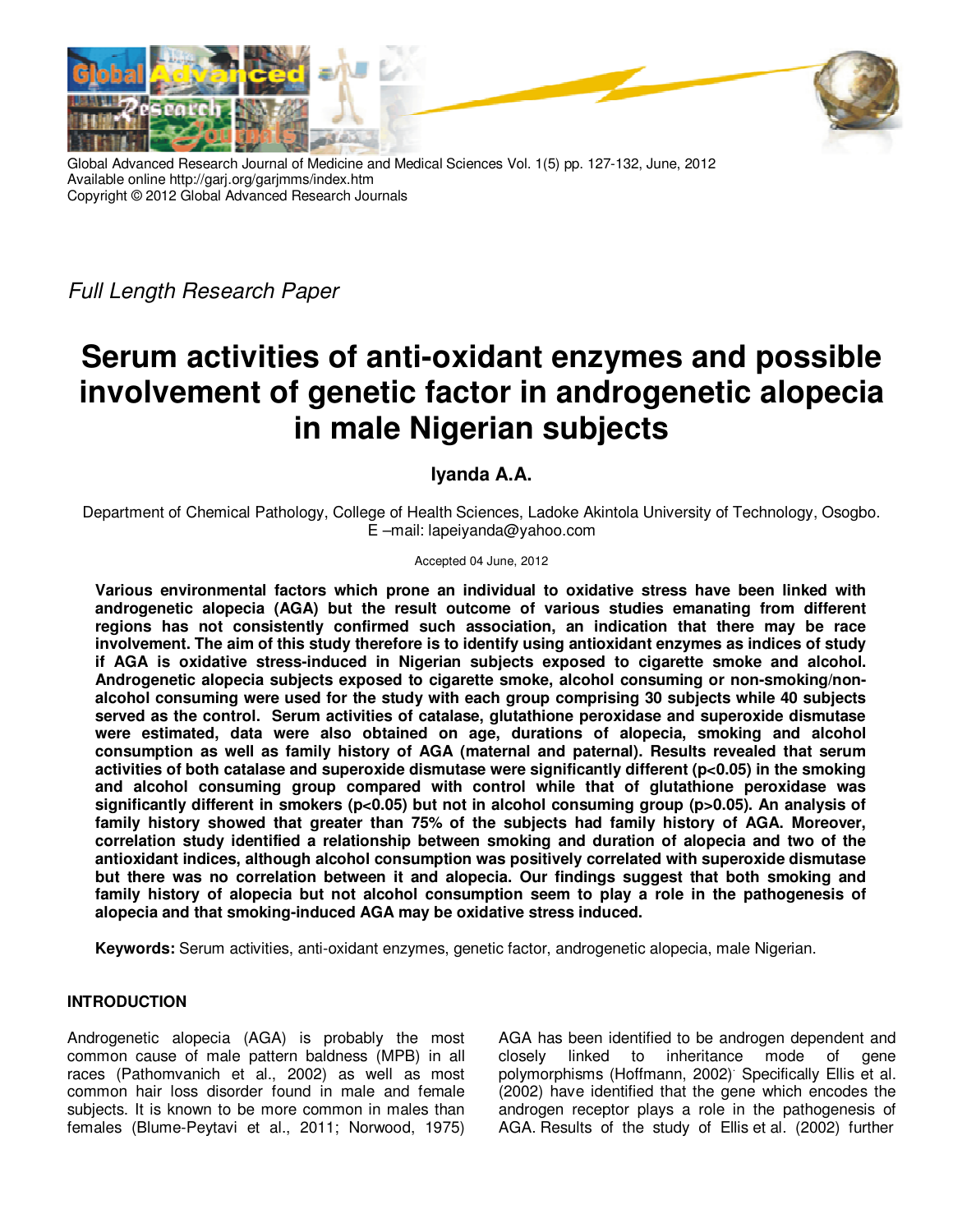*Full Length Research Paper*

# Serum activities of anti-oxidant enzymes and possible involvement of genetic factor in androgenetic alopecia in male Nigerian subjects

**Iyanda A.A.**

Department of Chemical Pathology, College of Health Sciences, Ladoke Akintola University of Technology, Osogbo.
E –mail: lapeiyanda@yahoo.com

Accepted 04 June, 2012

**Various environmental factors which prone an individual to oxidative stress have been linked with androgenetic alopecia (AGA) but the result outcome of various studies emanating from different regions has not consistently confirmed such association, an indication that there may be race involvement. The aim of this study therefore is to identify using antioxidant enzymes as indices of study if AGA is oxidative stress-induced in Nigerian subjects exposed to cigarette smoke and alcohol. Androgenetic alopecia subjects exposed to cigarette smoke, alcohol consuming or non-smoking/non-alcohol consuming were used for the study with each group comprising 30 subjects while 40 subjects served as the control. Serum activities of catalase, glutathione peroxidase and superoxide dismutase were estimated, data were also obtained on age, durations of alopecia, smoking and alcohol consumption as well as family history of AGA (maternal and paternal). Results revealed that serum activities of both catalase and superoxide dismutase were significantly different ($p<0.05$) in the smoking and alcohol consuming group compared with control while that of glutathione peroxidase was significantly different in smokers ($p<0.05$) but not in alcohol consuming group ($p>0.05$). An analysis of family history showed that greater than 75% of the subjects had family history of AGA. Moreover, correlation study identified a relationship between smoking and duration of alopecia and two of the antioxidant indices, although alcohol consumption was positively correlated with superoxide dismutase but there was no correlation between it and alopecia. Our findings suggest that both smoking and family history of alopecia but not alcohol consumption seem to play a role in the pathogenesis of alopecia and that smoking-induced AGA may be oxidative stress induced.**

**Keywords:** Serum activities, anti-oxidant enzymes, genetic factor, androgenetic alopecia, male Nigerian.

## INTRODUCTION

Androgenetic alopecia (AGA) is probably the most common cause of male pattern baldness (MPB) in all races (Pathomvanich et al., 2002) as well as most common hair loss disorder found in male and female subjects. It is known to be more common in males than females (Blume-Peytavi et al., 2011; Norwood, 1975) AGA has been identified to be androgen dependent and closely linked to inheritance mode of gene polymorphisms (Hoffmann, 2002). Specifically Ellis et al. (2002) have identified that the gene which encodes the androgen receptor plays a role in the pathogenesis of AGA. Results of the study of Ellis et al. (2002) further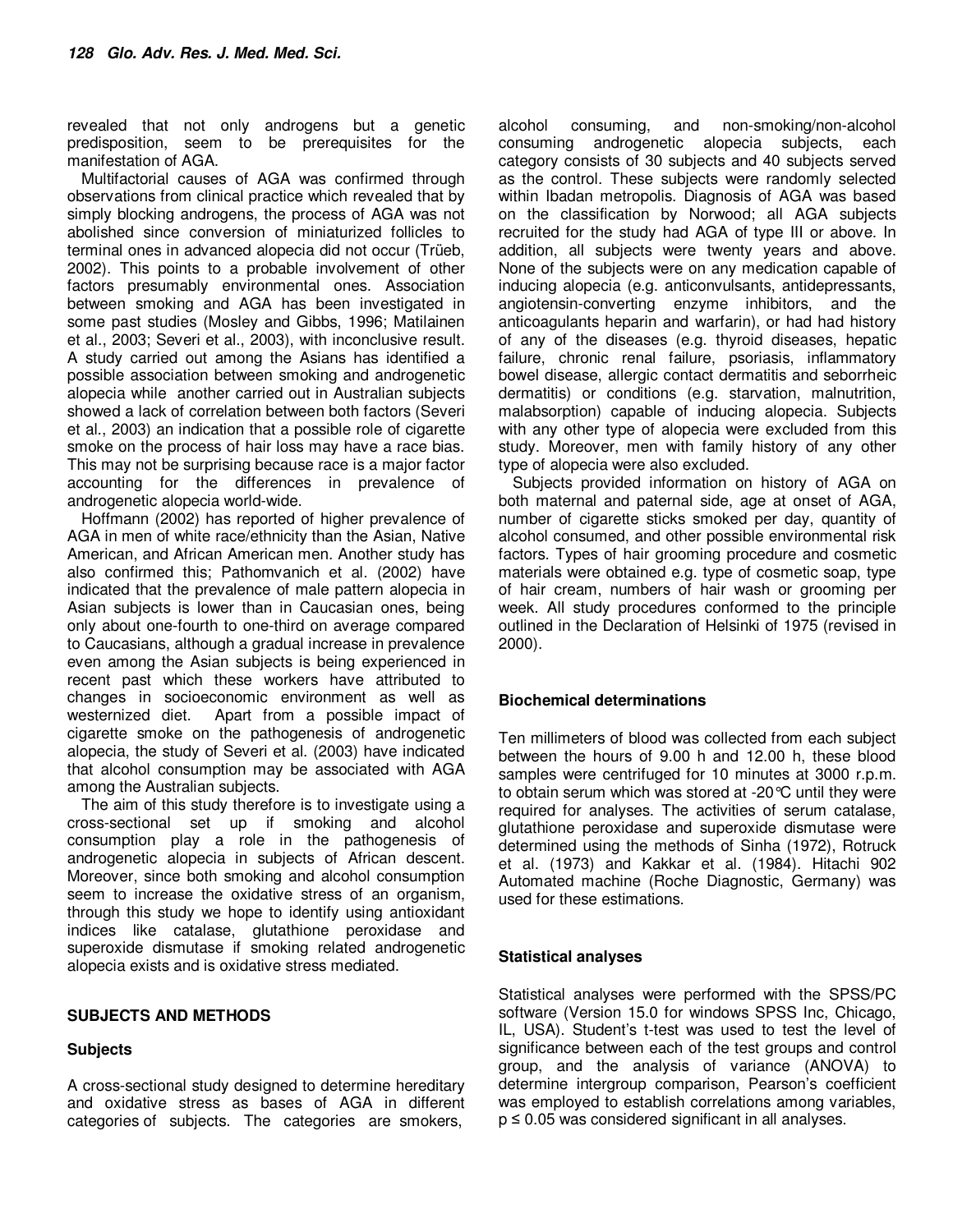revealed that not only androgens but a genetic predisposition, seem to be prerequisites for the manifestation of AGA.

Multifactorial causes of AGA was confirmed through observations from clinical practice which revealed that by simply blocking androgens, the process of AGA was not abolished since conversion of miniaturized follicles to terminal ones in advanced alopecia did not occur (Trüeb, 2002). This points to a probable involvement of other factors presumably environmental ones. Association between smoking and AGA has been investigated in some past studies (Mosley and Gibbs, 1996; Matilainen et al., 2003; Severi et al., 2003), with inconclusive result. A study carried out among the Asians has identified a possible association between smoking and androgenetic alopecia while another carried out in Australian subjects showed a lack of correlation between both factors (Severi et al., 2003) an indication that a possible role of cigarette smoke on the process of hair loss may have a race bias. This may not be surprising because race is a major factor accounting for the differences in prevalence of androgenetic alopecia world-wide.

Hoffmann (2002) has reported of higher prevalence of AGA in men of white race/ethnicity than the Asian, Native American, and African American men. Another study has also confirmed this; Pathomvanich et al. (2002) have indicated that the prevalence of male pattern alopecia in Asian subjects is lower than in Caucasian ones, being only about one-fourth to one-third on average compared to Caucasians, although a gradual increase in prevalence even among the Asian subjects is being experienced in recent past which these workers have attributed to changes in socioeconomic environment as well as westernized diet. Apart from a possible impact of cigarette smoke on the pathogenesis of androgenetic alopecia, the study of Severi et al. (2003) have indicated that alcohol consumption may be associated with AGA among the Australian subjects.

The aim of this study therefore is to investigate using a cross-sectional set up if smoking and alcohol consumption play a role in the pathogenesis of androgenetic alopecia in subjects of African descent. Moreover, since both smoking and alcohol consumption seem to increase the oxidative stress of an organism, through this study we hope to identify using antioxidant indices like catalase, glutathione peroxidase and superoxide dismutase if smoking related androgenetic alopecia exists and is oxidative stress mediated.

## SUBJECTS AND METHODS

### Subjects

A cross-sectional study designed to determine hereditary and oxidative stress as bases of AGA in different categories of subjects. The categories are smokers, alcohol consuming, and non-smoking/non-alcohol consuming androgenetic alopecia subjects, each category consists of 30 subjects and 40 subjects served as the control. These subjects were randomly selected within Ibadan metropolis. Diagnosis of AGA was based on the classification by Norwood; all AGA subjects recruited for the study had AGA of type III or above. In addition, all subjects were twenty years and above. None of the subjects were on any medication capable of inducing alopecia (e.g. anticonvulsants, antidepressants, angiotensin-converting enzyme inhibitors, and the anticoagulants heparin and warfarin), or had had history of any of the diseases (e.g. thyroid diseases, hepatic failure, chronic renal failure, psoriasis, inflammatory bowel disease, allergic contact dermatitis and seborrheic dermatitis) or conditions (e.g. starvation, malnutrition, malabsorption) capable of inducing alopecia. Subjects with any other type of alopecia were excluded from this study. Moreover, men with family history of any other type of alopecia were also excluded.

Subjects provided information on history of AGA on both maternal and paternal side, age at onset of AGA, number of cigarette sticks smoked per day, quantity of alcohol consumed, and other possible environmental risk factors. Types of hair grooming procedure and cosmetic materials were obtained e.g. type of cosmetic soap, type of hair cream, numbers of hair wash or grooming per week. All study procedures conformed to the principle outlined in the Declaration of Helsinki of 1975 (revised in 2000).

### Biochemical determinations

Ten millimeters of blood was collected from each subject between the hours of 9.00 h and 12.00 h, these blood samples were centrifuged for 10 minutes at 3000 r.p.m. to obtain serum which was stored at -20℃ until they were required for analyses. The activities of serum catalase, glutathione peroxidase and superoxide dismutase were determined using the methods of Sinha (1972), Rotruck et al. (1973) and Kakkar et al. (1984). Hitachi 902 Automated machine (Roche Diagnostic, Germany) was used for these estimations.

### Statistical analyses

Statistical analyses were performed with the SPSS/PC software (Version 15.0 for windows SPSS Inc, Chicago, IL, USA). Student's t-test was used to test the level of significance between each of the test groups and control group, and the analysis of variance (ANOVA) to determine intergroup comparison, Pearson's coefficient was employed to establish correlations among variables, $p \leq 0.05$ was considered significant in all analyses.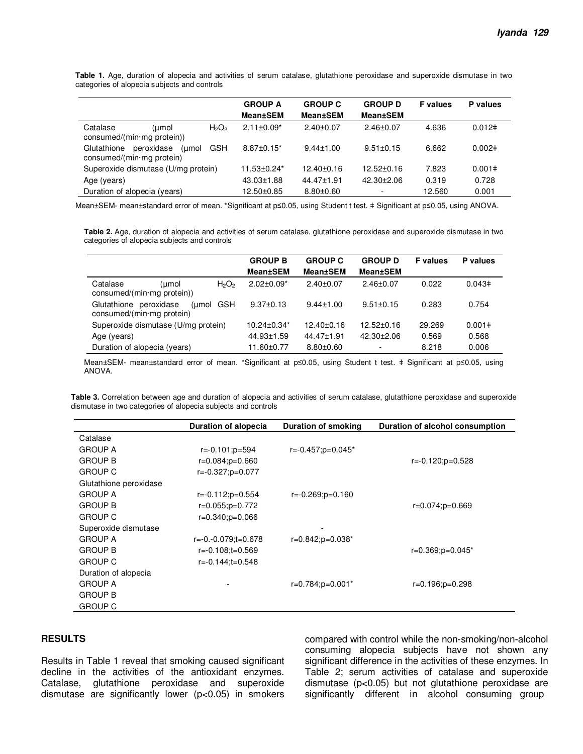**Table 1.** Age, duration of alopecia and activities of serum catalase, glutathione peroxidase and superoxide dismutase in two categories of alopecia subjects and controls

| | GROUP A Mean±SEM | GROUP C Mean±SEM | GROUP D Mean±SEM | F values | P values |
|---|---|---|---|---|---|
| Catalase (µmol $H_2O_2$ consumed/(min·mg protein)) | 2.11±0.09* | 2.40±0.07 | 2.46±0.07 | 4.636 | 0.012ǂ |
| Glutathione peroxidase (µmol GSH consumed/(min·mg protein) | 8.87±0.15* | 9.44±1.00 | 9.51±0.15 | 6.662 | 0.002ǂ |
| Superoxide dismutase (U/mg protein) | 11.53±0.24* | 12.40±0.16 | 12.52±0.16 | 7.823 | 0.001ǂ |
| Age (years) | 43.03±1.88 | 44.47±1.91 | 42.30±2.06 | 0.319 | 0.728 |
| Duration of alopecia (years) | 12.50±0.85 | 8.80±0.60 | - | 12.560 | 0.001 |

Mean±SEM- mean±standard error of mean. *Significant at p≤0.05, using Student t test. ǂ Significant at p≤0.05, using ANOVA.

**Table 2.** Age, duration of alopecia and activities of serum catalase, glutathione peroxidase and superoxide dismutase in two categories of alopecia subjects and controls

| | GROUP B Mean±SEM | GROUP C Mean±SEM | GROUP D Mean±SEM | F values | P values |
|---|---|---|---|---|---|
| Catalase (µmol $H_2O_2$ consumed/(min·mg protein)) | 2.02±0.09* | 2.40±0.07 | 2.46±0.07 | 0.022 | 0.043ǂ |
| Glutathione peroxidase (µmol GSH consumed/(min·mg protein) | 9.37±0.13 | 9.44±1.00 | 9.51±0.15 | 0.283 | 0.754 |
| Superoxide dismutase (U/mg protein) | 10.24±0.34* | 12.40±0.16 | 12.52±0.16 | 29.269 | 0.001ǂ |
| Age (years) | 44.93±1.59 | 44.47±1.91 | 42.30±2.06 | 0.569 | 0.568 |
| Duration of alopecia (years) | 11.60±0.77 | 8.80±0.60 | - | 8.218 | 0.006 |

Mean±SEM- mean±standard error of mean. *Significant at p≤0.05, using Student t test. ǂ Significant at p≤0.05, using ANOVA.

**Table 3.** Correlation between age and duration of alopecia and activities of serum catalase, glutathione peroxidase and superoxide dismutase in two categories of alopecia subjects and controls

| | Duration of alopecia | Duration of smoking | Duration of alcohol consumption |
|---|---|---|---|
| Catalase | | | |
| GROUP A | r=-0.101;p=594 | r=-0.457;p=0.045* | |
| GROUP B | r=0.084;p=0.660 | | r=-0.120;p=0.528 |
| GROUP C | r=-0.327;p=0.077 | | |
| Glutathione peroxidase | | | |
| GROUP A | r=-0.112;p=0.554 | r=-0.269;p=0.160 | |
| GROUP B | r=0.055;p=0.772 | | r=0.074;p=0.669 |
| GROUP C | r=0.340;p=0.066 | | |
| Superoxide dismutase | | - | |
| GROUP A | r=-0.-0.079;t=0.678 | r=0.842;p=0.038* | |
| GROUP B | r=-0.108;t=0.569 | | r=0.369;p=0.045* |
| GROUP C | r=-0.144;t=0.548 | | |
| Duration of alopecia | | | |
| GROUP A | - | r=0.784;p=0.001* | r=0.196;p=0.298 |
| GROUP B | | | |
| GROUP C | | | |

## RESULTS

Results in Table 1 reveal that smoking caused significant decline in the activities of the antioxidant enzymes. Catalase, glutathione peroxidase and superoxide dismutase are significantly lower ($p<0.05$) in smokers compared with control while the non-smoking/non-alcohol consuming alopecia subjects have not shown any significant difference in the activities of these enzymes. In Table 2; serum activities of catalase and superoxide dismutase ($p<0.05$) but not glutathione peroxidase are significantly different in alcohol consuming group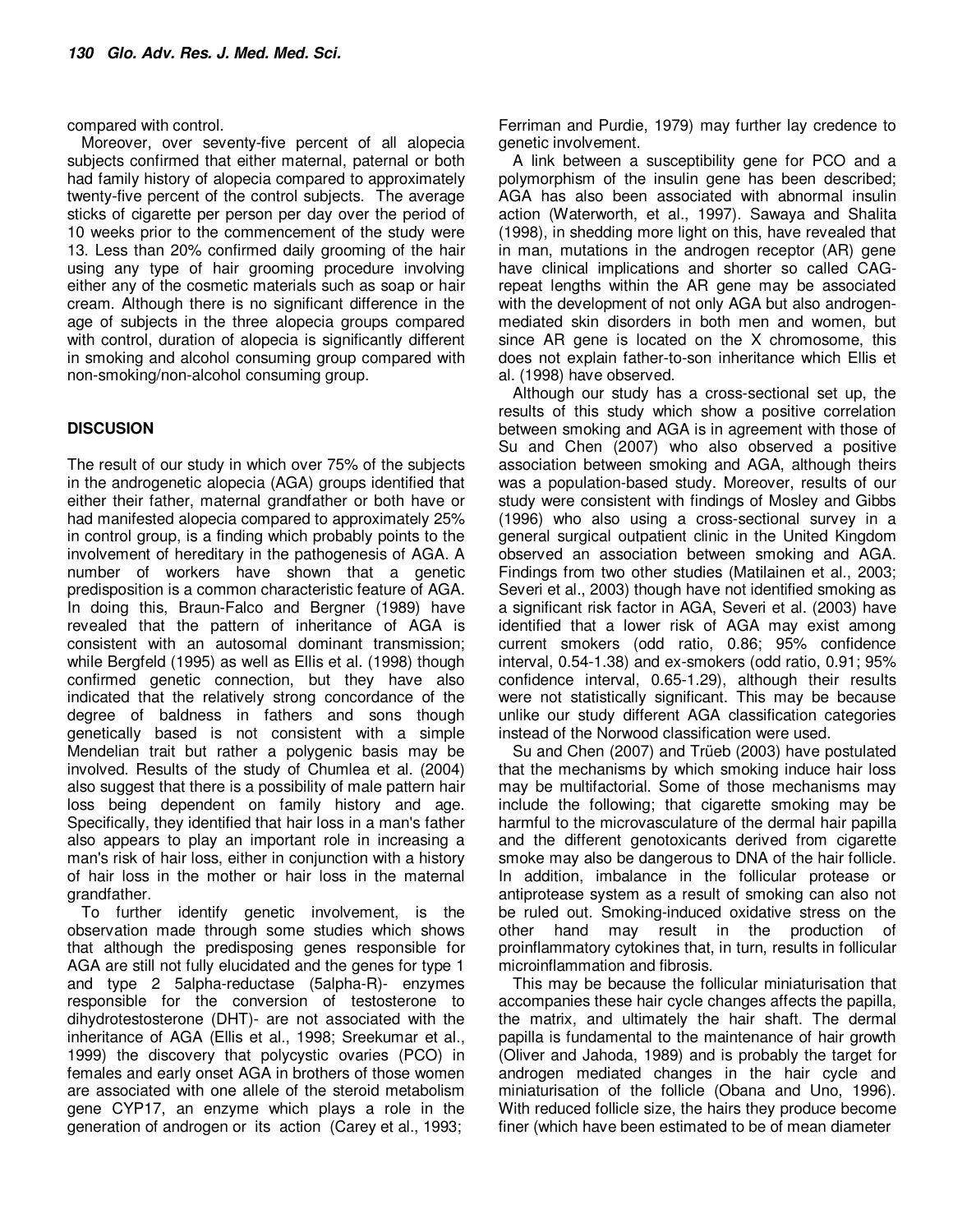compared with control.

Moreover, over seventy-five percent of all alopecia subjects confirmed that either maternal, paternal or both had family history of alopecia compared to approximately twenty-five percent of the control subjects. The average sticks of cigarette per person per day over the period of 10 weeks prior to the commencement of the study were 13. Less than 20% confirmed daily grooming of the hair using any type of hair grooming procedure involving either any of the cosmetic materials such as soap or hair cream. Although there is no significant difference in the age of subjects in the three alopecia groups compared with control, duration of alopecia is significantly different in smoking and alcohol consuming group compared with non-smoking/non-alcohol consuming group.

## DISCUSION

The result of our study in which over 75% of the subjects in the androgenetic alopecia (AGA) groups identified that either their father, maternal grandfather or both have or had manifested alopecia compared to approximately 25% in control group, is a finding which probably points to the involvement of hereditary in the pathogenesis of AGA. A number of workers have shown that a genetic predisposition is a common characteristic feature of AGA. In doing this, Braun-Falco and Bergner (1989) have revealed that the pattern of inheritance of AGA is consistent with an autosomal dominant transmission; while Bergfeld (1995) as well as Ellis et al. (1998) though confirmed genetic connection, but they have also indicated that the relatively strong concordance of the degree of baldness in fathers and sons though genetically based is not consistent with a simple Mendelian trait but rather a polygenic basis may be involved. Results of the study of Chumlea et al. (2004) also suggest that there is a possibility of male pattern hair loss being dependent on family history and age. Specifically, they identified that hair loss in a man's father also appears to play an important role in increasing a man's risk of hair loss, either in conjunction with a history of hair loss in the mother or hair loss in the maternal grandfather.

To further identify genetic involvement, is the observation made through some studies which shows that although the predisposing genes responsible for AGA are still not fully elucidated and the genes for type 1 and type 2 5alpha-reductase (5alpha-R)- enzymes responsible for the conversion of testosterone to dihydrotestosterone (DHT)- are not associated with the inheritance of AGA (Ellis et al., 1998; Sreekumar et al., 1999) the discovery that polycystic ovaries (PCO) in females and early onset AGA in brothers of those women are associated with one allele of the steroid metabolism gene CYP17, an enzyme which plays a role in the generation of androgen or its action (Carey et al., 1993; Ferriman and Purdie, 1979) may further lay credence to genetic involvement.

A link between a susceptibility gene for PCO and a polymorphism of the insulin gene has been described; AGA has also been associated with abnormal insulin action (Waterworth, et al., 1997). Sawaya and Shalita (1998), in shedding more light on this, have revealed that in man, mutations in the androgen receptor (AR) gene have clinical implications and shorter so called CAG-repeat lengths within the AR gene may be associated with the development of not only AGA but also androgen-mediated skin disorders in both men and women, but since AR gene is located on the X chromosome, this does not explain father-to-son inheritance which Ellis et al. (1998) have observed.

Although our study has a cross-sectional set up, the results of this study which show a positive correlation between smoking and AGA is in agreement with those of Su and Chen (2007) who also observed a positive association between smoking and AGA, although theirs was a population-based study. Moreover, results of our study were consistent with findings of Mosley and Gibbs (1996) who also using a cross-sectional survey in a general surgical outpatient clinic in the United Kingdom observed an association between smoking and AGA. Findings from two other studies (Matilainen et al., 2003; Severi et al., 2003) though have not identified smoking as a significant risk factor in AGA, Severi et al. (2003) have identified that a lower risk of AGA may exist among current smokers (odd ratio, 0.86; 95% confidence interval, 0.54-1.38) and ex-smokers (odd ratio, 0.91; 95% confidence interval, 0.65-1.29), although their results were not statistically significant. This may be because unlike our study different AGA classification categories instead of the Norwood classification were used.

Su and Chen (2007) and Trüeb (2003) have postulated that the mechanisms by which smoking induce hair loss may be multifactorial. Some of those mechanisms may include the following; that cigarette smoking may be harmful to the microvasculature of the dermal hair papilla and the different genotoxicants derived from cigarette smoke may also be dangerous to DNA of the hair follicle. In addition, imbalance in the follicular protease or antiprotease system as a result of smoking can also not be ruled out. Smoking-induced oxidative stress on the other hand may result in the production of proinflammatory cytokines that, in turn, results in follicular microinflammation and fibrosis.

This may be because the follicular miniaturisation that accompanies these hair cycle changes affects the papilla, the matrix, and ultimately the hair shaft. The dermal papilla is fundamental to the maintenance of hair growth (Oliver and Jahoda, 1989) and is probably the target for androgen mediated changes in the hair cycle and miniaturisation of the follicle (Obana and Uno, 1996). With reduced follicle size, the hairs they produce become finer (which have been estimated to be of mean diameter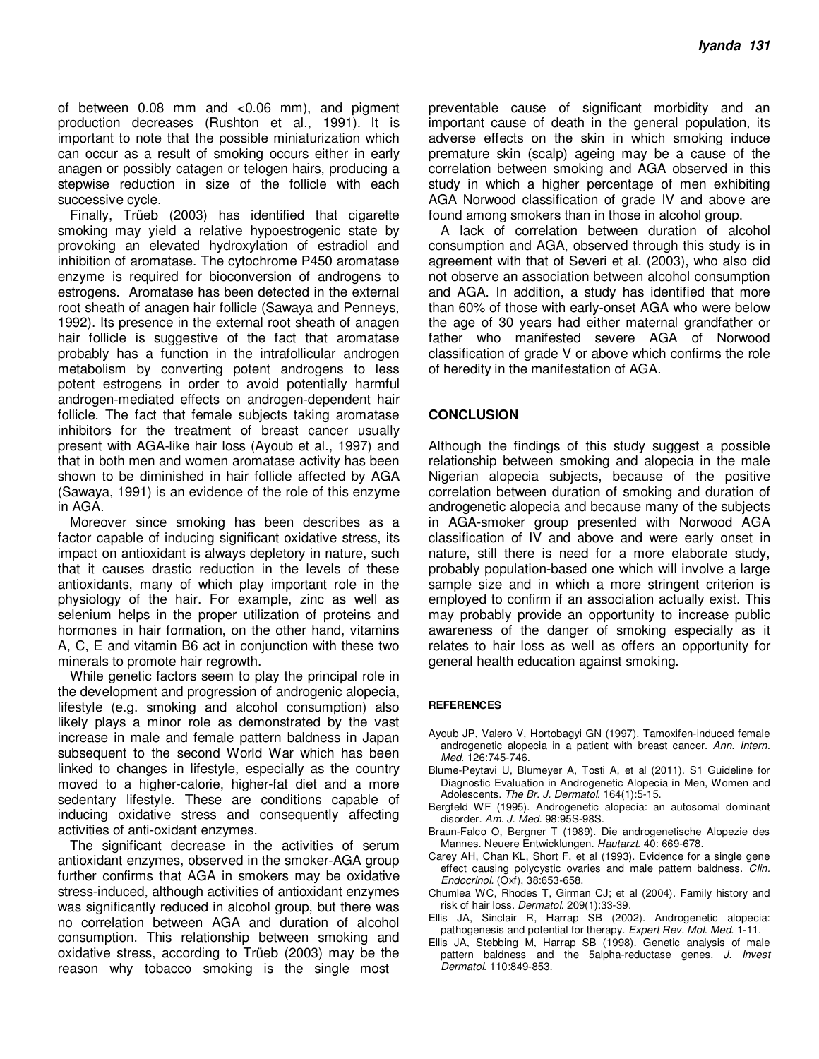of between 0.08 mm and <0.06 mm), and pigment production decreases (Rushton et al., 1991). It is important to note that the possible miniaturization which can occur as a result of smoking occurs either in early anagen or possibly catagen or telogen hairs, producing a stepwise reduction in size of the follicle with each successive cycle.

Finally, Trüeb (2003) has identified that cigarette smoking may yield a relative hypoestrogenic state by provoking an elevated hydroxylation of estradiol and inhibition of aromatase. The cytochrome P450 aromatase enzyme is required for bioconversion of androgens to estrogens. Aromatase has been detected in the external root sheath of anagen hair follicle (Sawaya and Penneys, 1992). Its presence in the external root sheath of anagen hair follicle is suggestive of the fact that aromatase probably has a function in the intrafollicular androgen metabolism by converting potent androgens to less potent estrogens in order to avoid potentially harmful androgen-mediated effects on androgen-dependent hair follicle. The fact that female subjects taking aromatase inhibitors for the treatment of breast cancer usually present with AGA-like hair loss (Ayoub et al., 1997) and that in both men and women aromatase activity has been shown to be diminished in hair follicle affected by AGA (Sawaya, 1991) is an evidence of the role of this enzyme in AGA.

Moreover since smoking has been describes as a factor capable of inducing significant oxidative stress, its impact on antioxidant is always depletory in nature, such that it causes drastic reduction in the levels of these antioxidants, many of which play important role in the physiology of the hair. For example, zinc as well as selenium helps in the proper utilization of proteins and hormones in hair formation, on the other hand, vitamins A, C, E and vitamin B6 act in conjunction with these two minerals to promote hair regrowth.

While genetic factors seem to play the principal role in the development and progression of androgenic alopecia, lifestyle (e.g. smoking and alcohol consumption) also likely plays a minor role as demonstrated by the vast increase in male and female pattern baldness in Japan subsequent to the second World War which has been linked to changes in lifestyle, especially as the country moved to a higher-calorie, higher-fat diet and a more sedentary lifestyle. These are conditions capable of inducing oxidative stress and consequently affecting activities of anti-oxidant enzymes.

The significant decrease in the activities of serum antioxidant enzymes, observed in the smoker-AGA group further confirms that AGA in smokers may be oxidative stress-induced, although activities of antioxidant enzymes was significantly reduced in alcohol group, but there was no correlation between AGA and duration of alcohol consumption. This relationship between smoking and oxidative stress, according to Trüeb (2003) may be the reason why tobacco smoking is the single most preventable cause of significant morbidity and an important cause of death in the general population, its adverse effects on the skin in which smoking induce premature skin (scalp) ageing may be a cause of the correlation between smoking and AGA observed in this study in which a higher percentage of men exhibiting AGA Norwood classification of grade IV and above are found among smokers than in those in alcohol group.

A lack of correlation between duration of alcohol consumption and AGA, observed through this study is in agreement with that of Severi et al. (2003), who also did not observe an association between alcohol consumption and AGA. In addition, a study has identified that more than 60% of those with early-onset AGA who were below the age of 30 years had either maternal grandfather or father who manifested severe AGA of Norwood classification of grade V or above which confirms the role of heredity in the manifestation of AGA.

## CONCLUSION

Although the findings of this study suggest a possible relationship between smoking and alopecia in the male Nigerian alopecia subjects, because of the positive correlation between duration of smoking and duration of androgenetic alopecia and because many of the subjects in AGA-smoker group presented with Norwood AGA classification of IV and above and were early onset in nature, still there is need for a more elaborate study, probably population-based one which will involve a large sample size and in which a more stringent criterion is employed to confirm if an association actually exist. This may probably provide an opportunity to increase public awareness of the danger of smoking especially as it relates to hair loss as well as offers an opportunity for general health education against smoking.

## REFERENCES

Ayoub JP, Valero V, Hortobagyi GN (1997). Tamoxifen-induced female androgenetic alopecia in a patient with breast cancer. *Ann. Intern. Med*. 126:745-746.

Blume-Peytavi U, Blumeyer A, Tosti A, et al (2011). S1 Guideline for Diagnostic Evaluation in Androgenetic Alopecia in Men, Women and Adolescents. *The Br. J. Dermatol*. 164(1):5-15.

Bergfeld WF (1995). Androgenetic alopecia: an autosomal dominant disorder. *Am. J. Med*. 98:95S-98S.

Braun-Falco O, Bergner T (1989). Die androgenetische Alopezie des Mannes. Neuere Entwicklungen. *Hautarzt*. 40: 669-678.

Carey AH, Chan KL, Short F, et al (1993). Evidence for a single gene effect causing polycystic ovaries and male pattern baldness. *Clin. Endocrinol*. (Oxf), 38:653-658.

Chumlea WC, Rhodes T, Girman CJ; et al (2004). Family history and risk of hair loss. *Dermatol*. 209(1):33-39.

Ellis JA, Sinclair R, Harrap SB (2002). Androgenetic alopecia: pathogenesis and potential for therapy. *Expert Rev. Mol. Med*. 1-11.

Ellis JA, Stebbing M, Harrap SB (1998). Genetic analysis of male pattern baldness and the 5alpha-reductase genes. *J. Invest Dermatol*. 110:849-853.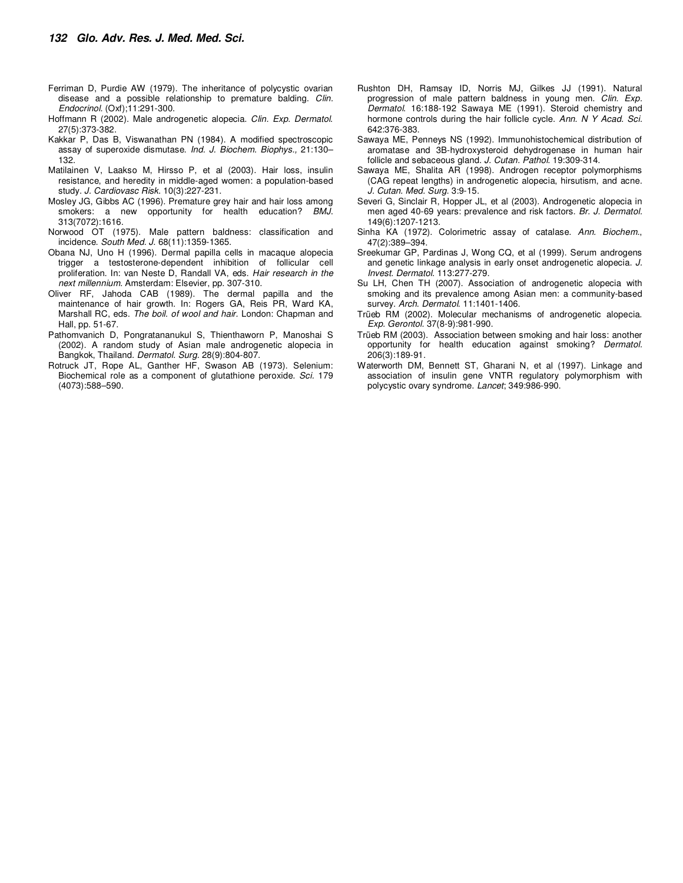Ferriman D, Purdie AW (1979). The inheritance of polycystic ovarian disease and a possible relationship to premature balding. *Clin. Endocrinol.* (Oxf);11:291-300.

Hoffmann R (2002). Male androgenetic alopecia. *Clin. Exp. Dermatol.* 27(5):373-382.

Kakkar P, Das B, Viswanathan PN (1984). A modified spectroscopic assay of superoxide dismutase. *Ind. J. Biochem. Biophys.,* 21:130–132.

Matilainen V, Laakso M, Hirsso P, et al (2003). Hair loss, insulin resistance, and heredity in middle-aged women: a population-based study. *J. Cardiovasc Risk.* 10(3):227-231.

Mosley JG, Gibbs AC (1996). Premature grey hair and hair loss among smokers: a new opportunity for health education? *BMJ.* 313(7072):1616.

Norwood OT (1975). Male pattern baldness: classification and incidence. *South Med. J.* 68(11):1359-1365.

Obana NJ, Uno H (1996). Dermal papilla cells in macaque alopecia trigger a testosterone-dependent inhibition of follicular cell proliferation. In: van Neste D, Randall VA, eds. *Hair research in the next millennium.* Amsterdam: Elsevier, pp. 307-310.

Oliver RF, Jahoda CAB (1989). The dermal papilla and the maintenance of hair growth. In: Rogers GA, Reis PR, Ward KA, Marshall RC, eds. *The boil. of wool and hair.* London: Chapman and Hall, pp. 51-67.

Pathomvanich D, Pongratananukul S, Thienthaworn P, Manoshai S (2002). A random study of Asian male androgenetic alopecia in Bangkok, Thailand. *Dermatol. Surg.* 28(9):804-807.

Rotruck JT, Rope AL, Ganther HF, Swason AB (1973). Selenium: Biochemical role as a component of glutathione peroxide. *Sci.* 179 (4073):588–590.

Rushton DH, Ramsay ID, Norris MJ, Gilkes JJ (1991). Natural progression of male pattern baldness in young men. *Clin. Exp. Dermatol.* 16:188-192 Sawaya ME (1991). Steroid chemistry and hormone controls during the hair follicle cycle. *Ann. N Y Acad. Sci.* 642:376-383.

Sawaya ME, Penneys NS (1992). Immunohistochemical distribution of aromatase and 3B-hydroxysteroid dehydrogenase in human hair follicle and sebaceous gland. *J. Cutan. Pathol.* 19:309-314.

Sawaya ME, Shalita AR (1998). Androgen receptor polymorphisms (CAG repeat lengths) in androgenetic alopecia, hirsutism, and acne. *J. Cutan. Med. Surg.* 3:9-15.

Severi G, Sinclair R, Hopper JL, et al (2003). Androgenetic alopecia in men aged 40-69 years: prevalence and risk factors. *Br. J. Dermatol.* 149(6):1207-1213.

Sinha KA (1972). Colorimetric assay of catalase. *Ann. Biochem.*, 47(2):389–394.

Sreekumar GP, Pardinas J, Wong CQ, et al (1999). Serum androgens and genetic linkage analysis in early onset androgenetic alopecia. *J. Invest. Dermatol.* 113:277-279.

Su LH, Chen TH (2007). Association of androgenetic alopecia with smoking and its prevalence among Asian men: a community-based survey. *Arch. Dermatol.* 11:1401-1406.

Trüeb RM (2002). Molecular mechanisms of androgenetic alopecia. *Exp. Gerontol.* 37(8-9):981-990.

Trüeb RM (2003). Association between smoking and hair loss: another opportunity for health education against smoking? *Dermatol.* 206(3):189-91.

Waterworth DM, Bennett ST, Gharani N, et al (1997). Linkage and association of insulin gene VNTR regulatory polymorphism with polycystic ovary syndrome. *Lancet*; 349:986-990.